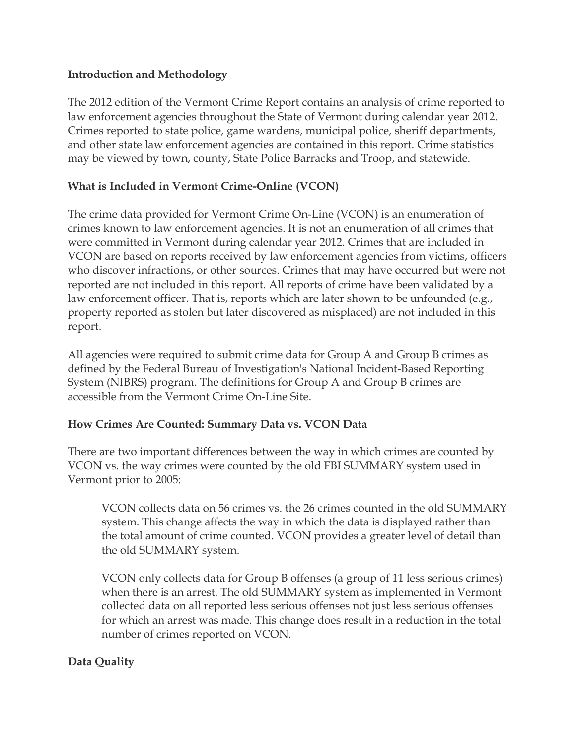**Introduction and Methodology**

The 2012 edition of the Vermont Crime Report contains an analysis of crime reported to law enforcement agencies throughout the State of Vermont during calendar year 2012. Crimes reported to state police, game wardens, municipal police, sheriff departments, and other state law enforcement agencies are contained in this report. Crime statistics may be viewed by town, county, State Police Barracks and Troop, and statewide.

**What is Included in Vermont Crime-Online (VCON)**

The crime data provided for Vermont Crime On-Line (VCON) is an enumeration of crimes known to law enforcement agencies. It is not an enumeration of all crimes that were committed in Vermont during calendar year 2012. Crimes that are included in VCON are based on reports received by law enforcement agencies from victims, officers who discover infractions, or other sources. Crimes that may have occurred but were not reported are not included in this report. All reports of crime have been validated by a law enforcement officer. That is, reports which are later shown to be unfounded (e.g., property reported as stolen but later discovered as misplaced) are not included in this report.

All agencies were required to submit crime data for Group A and Group B crimes as defined by the Federal Bureau of Investigation's National Incident-Based Reporting System (NIBRS) program. The definitions for Group A and Group B crimes are accessible from the Vermont Crime On-Line Site.

**How Crimes Are Counted: Summary Data vs. VCON Data**

There are two important differences between the way in which crimes are counted by VCON vs. the way crimes were counted by the old FBI SUMMARY system used in Vermont prior to 2005:

> VCON collects data on 56 crimes vs. the 26 crimes counted in the old SUMMARY system. This change affects the way in which the data is displayed rather than the total amount of crime counted. VCON provides a greater level of detail than the old SUMMARY system.
>
> VCON only collects data for Group B offenses (a group of 11 less serious crimes) when there is an arrest. The old SUMMARY system as implemented in Vermont collected data on all reported less serious offenses not just less serious offenses for which an arrest was made. This change does result in a reduction in the total number of crimes reported on VCON.

**Data Quality**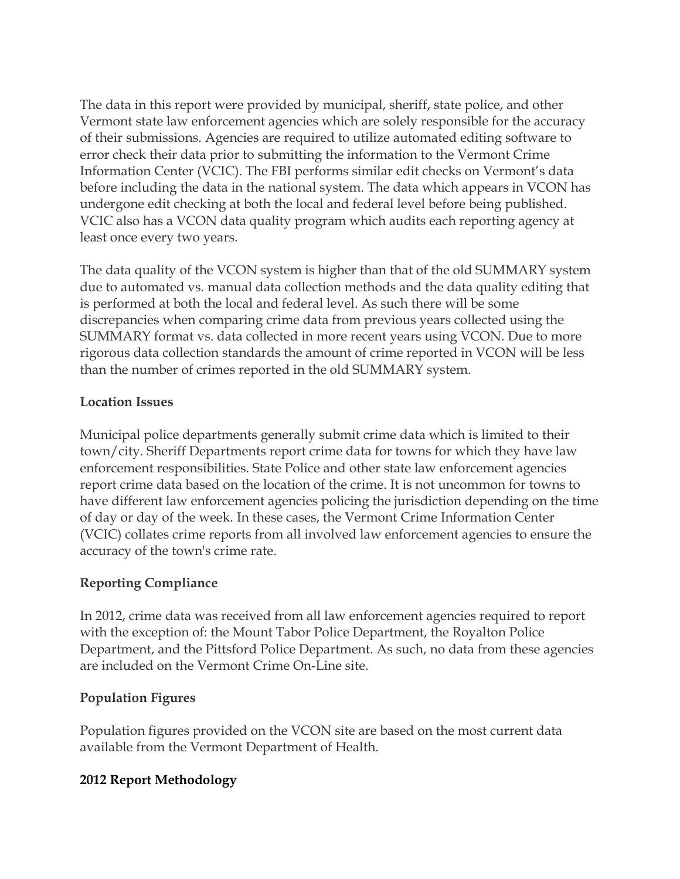The data in this report were provided by municipal, sheriff, state police, and other Vermont state law enforcement agencies which are solely responsible for the accuracy of their submissions. Agencies are required to utilize automated editing software to error check their data prior to submitting the information to the Vermont Crime Information Center (VCIC). The FBI performs similar edit checks on Vermont's data before including the data in the national system. The data which appears in VCON has undergone edit checking at both the local and federal level before being published. VCIC also has a VCON data quality program which audits each reporting agency at least once every two years.

The data quality of the VCON system is higher than that of the old SUMMARY system due to automated vs. manual data collection methods and the data quality editing that is performed at both the local and federal level. As such there will be some discrepancies when comparing crime data from previous years collected using the SUMMARY format vs. data collected in more recent years using VCON. Due to more rigorous data collection standards the amount of crime reported in VCON will be less than the number of crimes reported in the old SUMMARY system.

**Location Issues**

Municipal police departments generally submit crime data which is limited to their town/city. Sheriff Departments report crime data for towns for which they have law enforcement responsibilities. State Police and other state law enforcement agencies report crime data based on the location of the crime. It is not uncommon for towns to have different law enforcement agencies policing the jurisdiction depending on the time of day or day of the week. In these cases, the Vermont Crime Information Center (VCIC) collates crime reports from all involved law enforcement agencies to ensure the accuracy of the town's crime rate.

**Reporting Compliance**

In 2012, crime data was received from all law enforcement agencies required to report with the exception of: the Mount Tabor Police Department, the Royalton Police Department, and the Pittsford Police Department. As such, no data from these agencies are included on the Vermont Crime On-Line site.

**Population Figures**

Population figures provided on the VCON site are based on the most current data available from the Vermont Department of Health.

**2012 Report Methodology**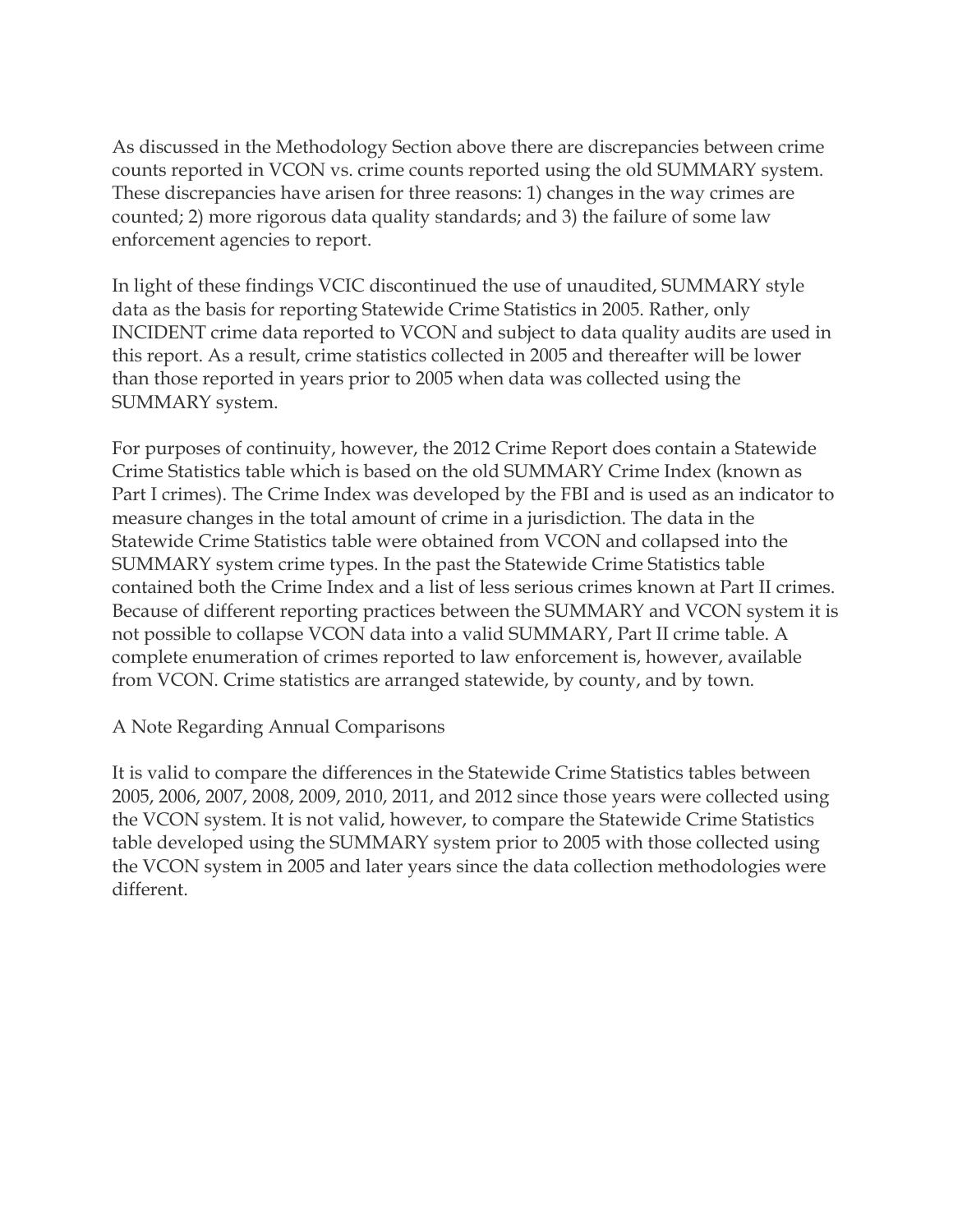As discussed in the Methodology Section above there are discrepancies between crime counts reported in VCON vs. crime counts reported using the old SUMMARY system. These discrepancies have arisen for three reasons: 1) changes in the way crimes are counted; 2) more rigorous data quality standards; and 3) the failure of some law enforcement agencies to report.

In light of these findings VCIC discontinued the use of unaudited, SUMMARY style data as the basis for reporting Statewide Crime Statistics in 2005. Rather, only INCIDENT crime data reported to VCON and subject to data quality audits are used in this report. As a result, crime statistics collected in 2005 and thereafter will be lower than those reported in years prior to 2005 when data was collected using the SUMMARY system.

For purposes of continuity, however, the 2012 Crime Report does contain a Statewide Crime Statistics table which is based on the old SUMMARY Crime Index (known as Part I crimes). The Crime Index was developed by the FBI and is used as an indicator to measure changes in the total amount of crime in a jurisdiction. The data in the Statewide Crime Statistics table were obtained from VCON and collapsed into the SUMMARY system crime types. In the past the Statewide Crime Statistics table contained both the Crime Index and a list of less serious crimes known at Part II crimes. Because of different reporting practices between the SUMMARY and VCON system it is not possible to collapse VCON data into a valid SUMMARY, Part II crime table. A complete enumeration of crimes reported to law enforcement is, however, available from VCON. Crime statistics are arranged statewide, by county, and by town.

## A Note Regarding Annual Comparisons

It is valid to compare the differences in the Statewide Crime Statistics tables between 2005, 2006, 2007, 2008, 2009, 2010, 2011, and 2012 since those years were collected using the VCON system. It is not valid, however, to compare the Statewide Crime Statistics table developed using the SUMMARY system prior to 2005 with those collected using the VCON system in 2005 and later years since the data collection methodologies were different.